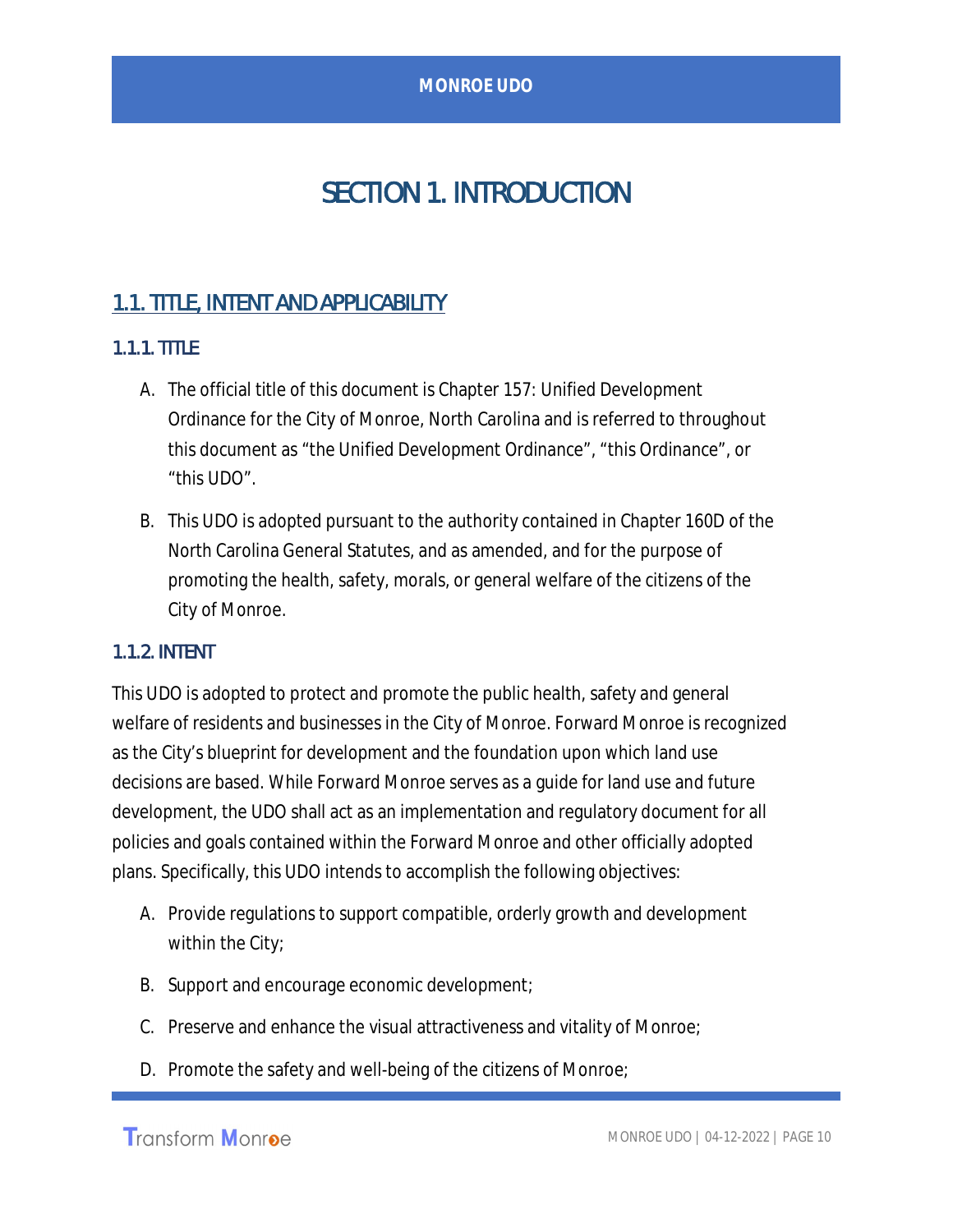# SECTION 1. INTRODUCTION

## 1.1. TITLE, INTENT AND APPLICABILITY

### 1.1.1. TITLE

A. The official title of this document is Chapter 157: Unified Development Ordinance for the City of Monroe, North Carolina and is referred to throughout this document as “the Unified Development Ordinance”, “this Ordinance”, or “this UDO”.

B. This UDO is adopted pursuant to the authority contained in Chapter 160D of the North Carolina General Statutes, and as amended, and for the purpose of promoting the health, safety, morals, or general welfare of the citizens of the City of Monroe.

### 1.1.2. INTENT

This UDO is adopted to protect and promote the public health, safety and general welfare of residents and businesses in the City of Monroe. Forward Monroe is recognized as the City’s blueprint for development and the foundation upon which land use decisions are based. While Forward Monroe serves as a guide for land use and future development, the UDO shall act as an implementation and regulatory document for all policies and goals contained within the Forward Monroe and other officially adopted plans. Specifically, this UDO intends to accomplish the following objectives:

A. Provide regulations to support compatible, orderly growth and development within the City;

B. Support and encourage economic development;

C. Preserve and enhance the visual attractiveness and vitality of Monroe;

D. Promote the safety and well-being of the citizens of Monroe;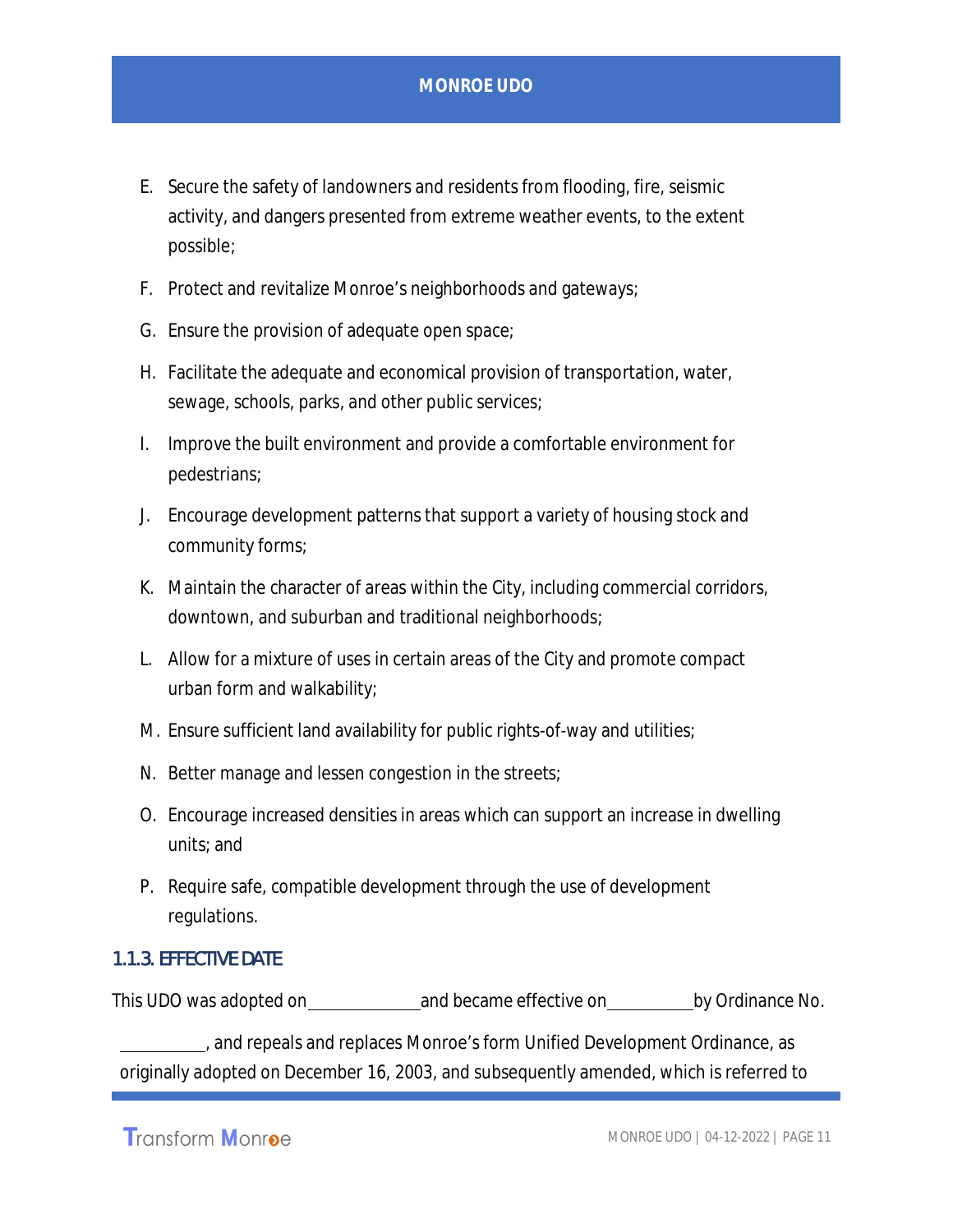E. Secure the safety of landowners and residents from flooding, fire, seismic activity, and dangers presented from extreme weather events, to the extent possible;

F. Protect and revitalize Monroe's neighborhoods and gateways;

G. Ensure the provision of adequate open space;

H. Facilitate the adequate and economical provision of transportation, water, sewage, schools, parks, and other public services;

I. Improve the built environment and provide a comfortable environment for pedestrians;

J. Encourage development patterns that support a variety of housing stock and community forms;

K. Maintain the character of areas within the City, including commercial corridors, downtown, and suburban and traditional neighborhoods;

L. Allow for a mixture of uses in certain areas of the City and promote compact urban form and walkability;

M. Ensure sufficient land availability for public rights-of-way and utilities;

N. Better manage and lessen congestion in the streets;

O. Encourage increased densities in areas which can support an increase in dwelling units; and

P. Require safe, compatible development through the use of development regulations.

### 1.1.3. EFFECTIVE DATE

This UDO was adopted on ____________ and became effective on __________ by Ordinance No. __________, and repeals and replaces Monroe's form Unified Development Ordinance, as originally adopted on December 16, 2003, and subsequently amended, which is referred to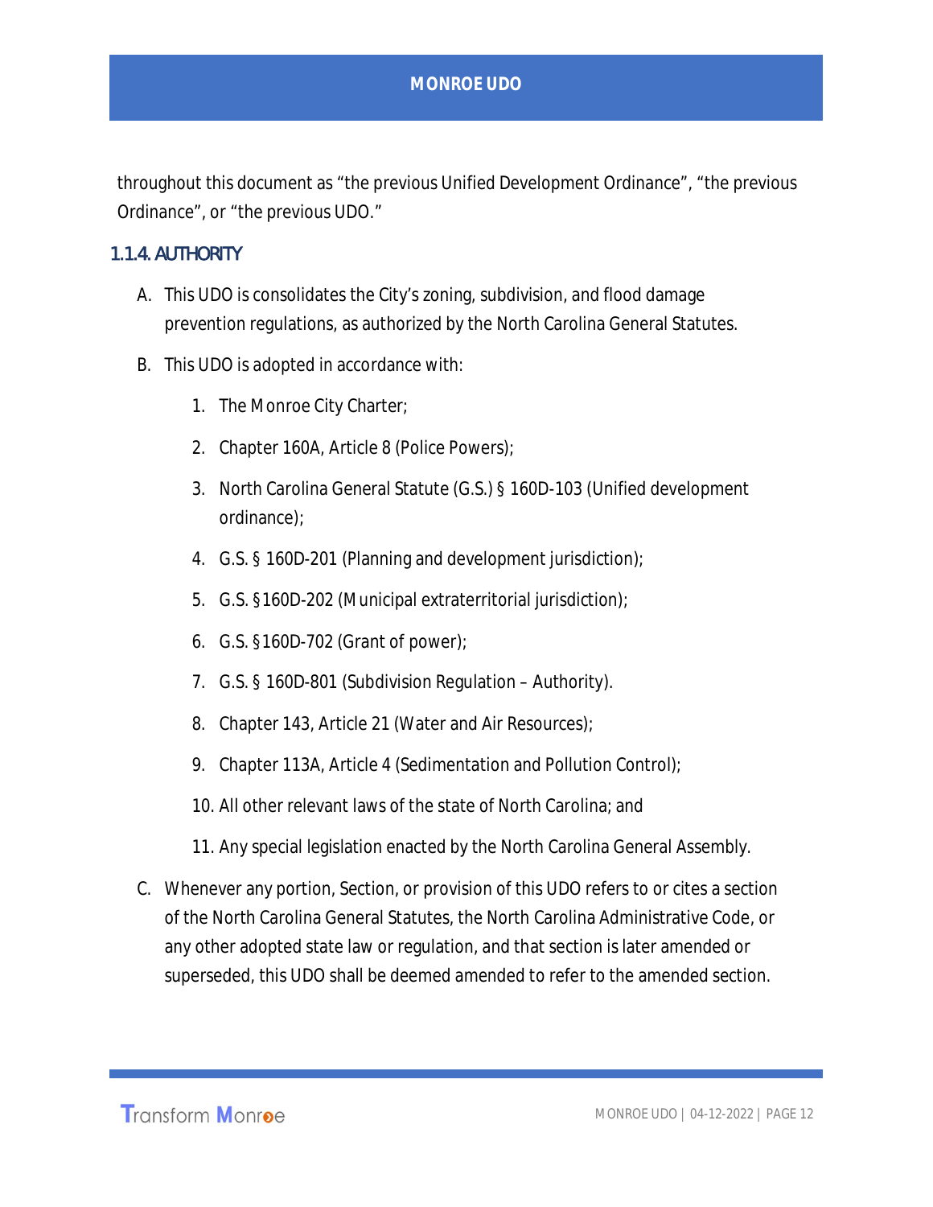throughout this document as "the previous Unified Development Ordinance", "the previous Ordinance", or "the previous UDO."

### 1.1.4. AUTHORITY

A. This UDO is consolidates the City's zoning, subdivision, and flood damage prevention regulations, as authorized by the North Carolina General Statutes.

B. This UDO is adopted in accordance with:

   1. The Monroe City Charter;
   2. Chapter 160A, Article 8 (Police Powers);
   3. North Carolina General Statute (G.S.) § 160D-103 (Unified development ordinance);
   4. G.S. § 160D-201 (Planning and development jurisdiction);
   5. G.S. §160D-202 (Municipal extraterritorial jurisdiction);
   6. G.S. §160D-702 (Grant of power);
   7. G.S. § 160D-801 (Subdivision Regulation – Authority).
   8. Chapter 143, Article 21 (Water and Air Resources);
   9. Chapter 113A, Article 4 (Sedimentation and Pollution Control);
   10. All other relevant laws of the state of North Carolina; and
   11. Any special legislation enacted by the North Carolina General Assembly.

C. Whenever any portion, Section, or provision of this UDO refers to or cites a section of the North Carolina General Statutes, the North Carolina Administrative Code, or any other adopted state law or regulation, and that section is later amended or superseded, this UDO shall be deemed amended to refer to the amended section.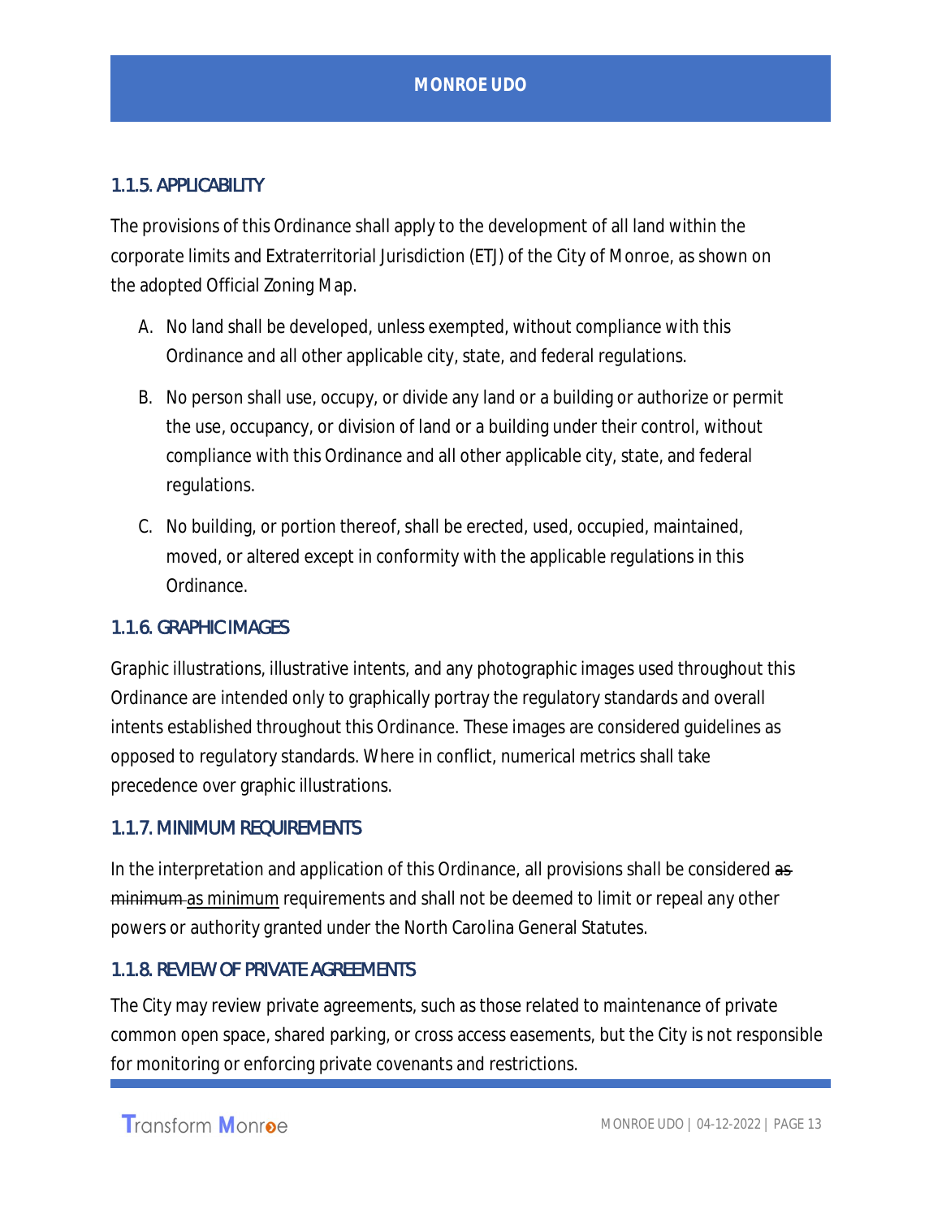### 1.1.5. APPLICABILITY

The provisions of this Ordinance shall apply to the development of all land within the corporate limits and Extraterritorial Jurisdiction (ETJ) of the City of Monroe, as shown on the adopted Official Zoning Map.

A. No land shall be developed, unless exempted, without compliance with this Ordinance and all other applicable city, state, and federal regulations.

B. No person shall use, occupy, or divide any land or a building or authorize or permit the use, occupancy, or division of land or a building under their control, without compliance with this Ordinance and all other applicable city, state, and federal regulations.

C. No building, or portion thereof, shall be erected, used, occupied, maintained, moved, or altered except in conformity with the applicable regulations in this Ordinance.

### 1.1.6. GRAPHIC IMAGES

Graphic illustrations, illustrative intents, and any photographic images used throughout this Ordinance are intended only to graphically portray the regulatory standards and overall intents established throughout this Ordinance. These images are considered guidelines as opposed to regulatory standards. Where in conflict, numerical metrics shall take precedence over graphic illustrations.

### 1.1.7. MINIMUM REQUIREMENTS

In the interpretation and application of this Ordinance, all provisions shall be considered ~~as minimum~~ as minimum requirements and shall not be deemed to limit or repeal any other powers or authority granted under the North Carolina General Statutes.

### 1.1.8. REVIEW OF PRIVATE AGREEMENTS

The City may review private agreements, such as those related to maintenance of private common open space, shared parking, or cross access easements, but the City is not responsible for monitoring or enforcing private covenants and restrictions.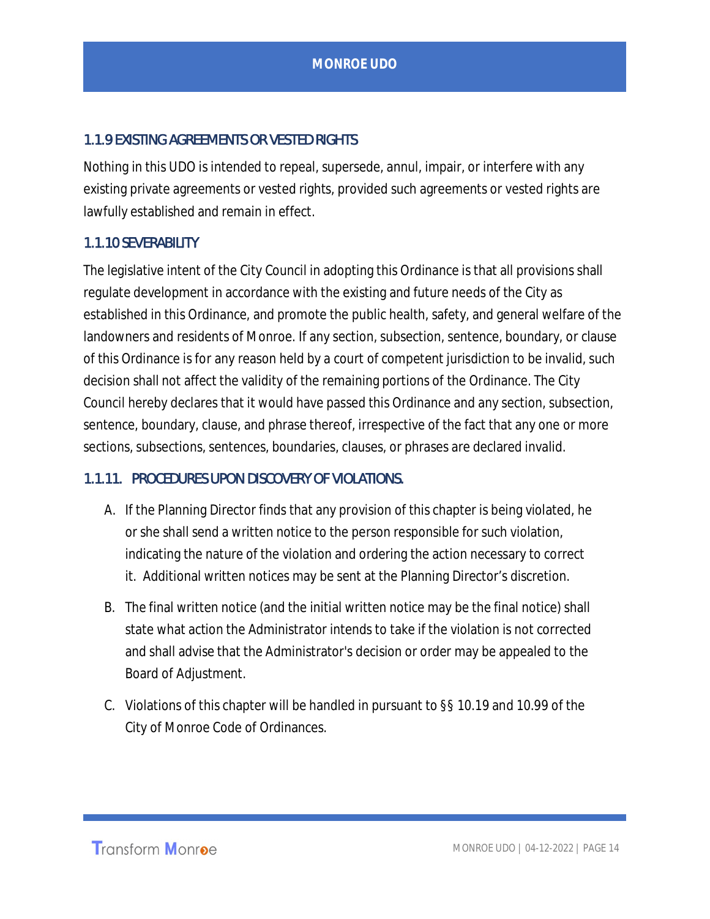## 1.1.9 EXISTING AGREEMENTS OR VESTED RIGHTS

Nothing in this UDO is intended to repeal, supersede, annul, impair, or interfere with any existing private agreements or vested rights, provided such agreements or vested rights are lawfully established and remain in effect.

## 1.1.10 SEVERABILITY

The legislative intent of the City Council in adopting this Ordinance is that all provisions shall regulate development in accordance with the existing and future needs of the City as established in this Ordinance, and promote the public health, safety, and general welfare of the landowners and residents of Monroe. If any section, subsection, sentence, boundary, or clause of this Ordinance is for any reason held by a court of competent jurisdiction to be invalid, such decision shall not affect the validity of the remaining portions of the Ordinance. The City Council hereby declares that it would have passed this Ordinance and any section, subsection, sentence, boundary, clause, and phrase thereof, irrespective of the fact that any one or more sections, subsections, sentences, boundaries, clauses, or phrases are declared invalid.

## 1.1.11. PROCEDURES UPON DISCOVERY OF VIOLATIONS.

A. If the Planning Director finds that any provision of this chapter is being violated, he or she shall send a written notice to the person responsible for such violation, indicating the nature of the violation and ordering the action necessary to correct it. Additional written notices may be sent at the Planning Director's discretion.

B. The final written notice (and the initial written notice may be the final notice) shall state what action the Administrator intends to take if the violation is not corrected and shall advise that the Administrator's decision or order may be appealed to the Board of Adjustment.

C. Violations of this chapter will be handled in pursuant to §§ 10.19 and 10.99 of the City of Monroe Code of Ordinances.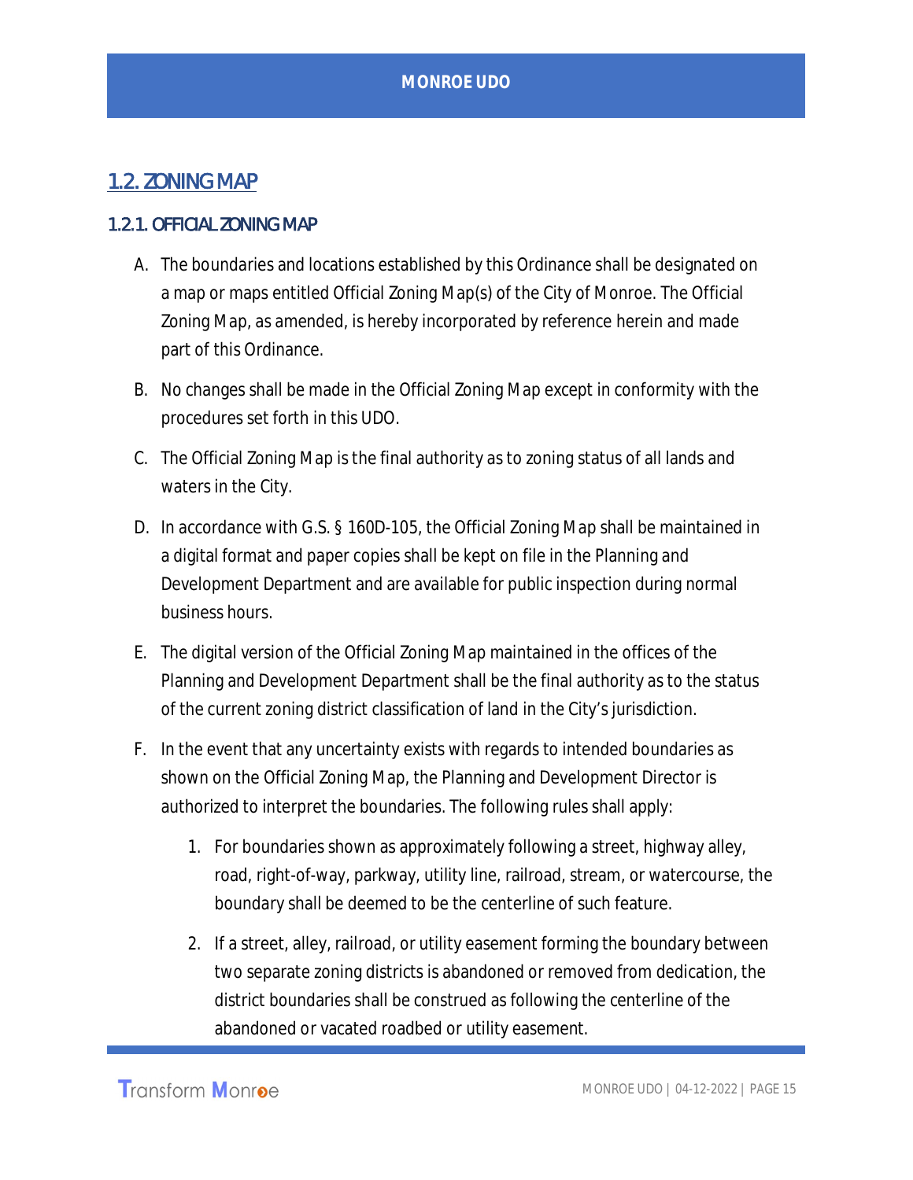## 1.2. ZONING MAP

### 1.2.1. OFFICIAL ZONING MAP

A. The boundaries and locations established by this Ordinance shall be designated on a map or maps entitled Official Zoning Map(s) of the City of Monroe. The Official Zoning Map, as amended, is hereby incorporated by reference herein and made part of this Ordinance.

B. No changes shall be made in the Official Zoning Map except in conformity with the procedures set forth in this UDO.

C. The Official Zoning Map is the final authority as to zoning status of all lands and waters in the City.

D. In accordance with G.S. § 160D-105, the Official Zoning Map shall be maintained in a digital format and paper copies shall be kept on file in the Planning and Development Department and are available for public inspection during normal business hours.

E. The digital version of the Official Zoning Map maintained in the offices of the Planning and Development Department shall be the final authority as to the status of the current zoning district classification of land in the City's jurisdiction.

F. In the event that any uncertainty exists with regards to intended boundaries as shown on the Official Zoning Map, the Planning and Development Director is authorized to interpret the boundaries. The following rules shall apply:

   1. For boundaries shown as approximately following a street, highway alley, road, right-of-way, parkway, utility line, railroad, stream, or watercourse, the boundary shall be deemed to be the centerline of such feature.

   2. If a street, alley, railroad, or utility easement forming the boundary between two separate zoning districts is abandoned or removed from dedication, the district boundaries shall be construed as following the centerline of the abandoned or vacated roadbed or utility easement.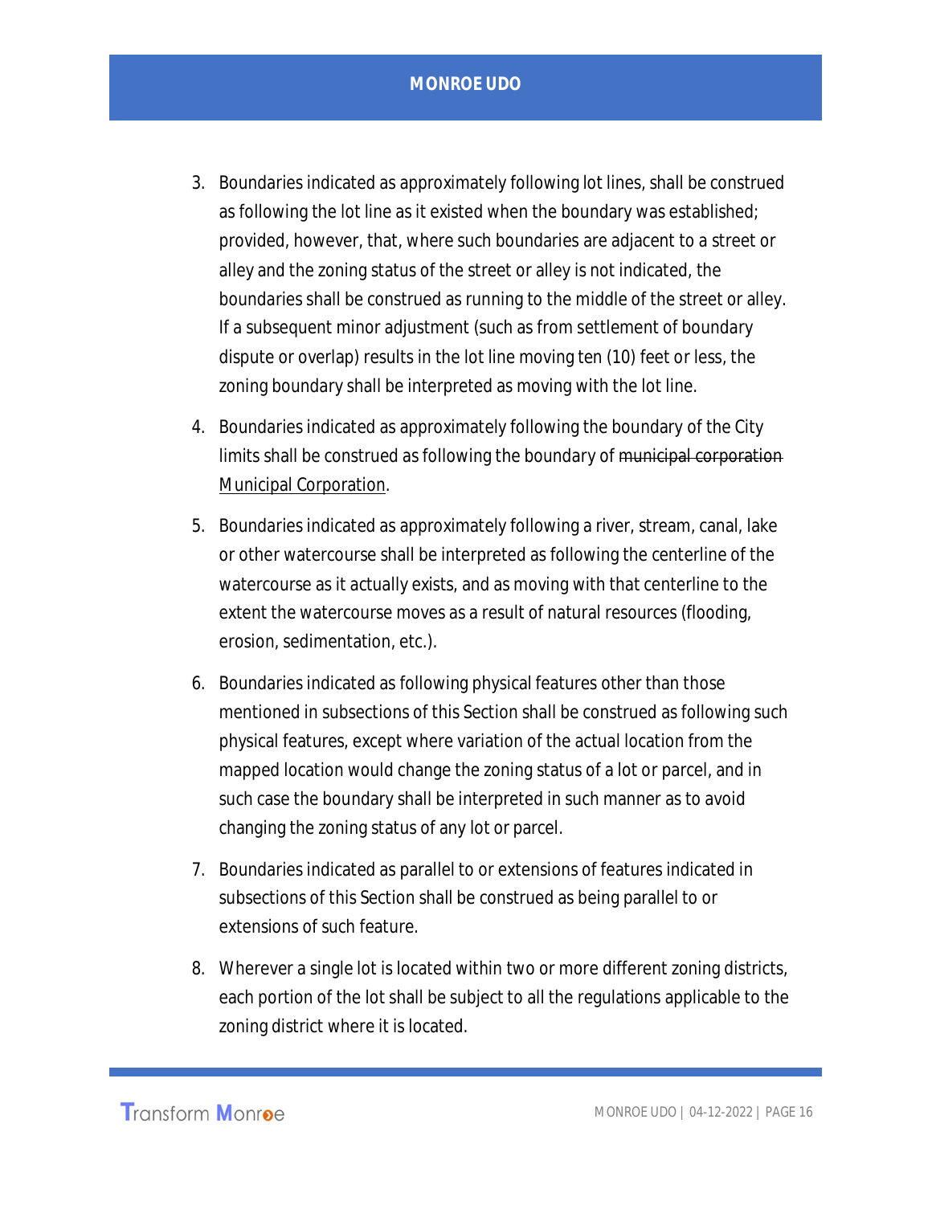3. Boundaries indicated as approximately following lot lines, shall be construed as following the lot line as it existed when the boundary was established; provided, however, that, where such boundaries are adjacent to a street or alley and the zoning status of the street or alley is not indicated, the boundaries shall be construed as running to the middle of the street or alley. If a subsequent minor adjustment (such as from settlement of boundary dispute or overlap) results in the lot line moving ten (10) feet or less, the zoning boundary shall be interpreted as moving with the lot line.
4. Boundaries indicated as approximately following the boundary of the City limits shall be construed as following the boundary of ~~municipal corporation~~ <u>Municipal Corporation</u>.
5. Boundaries indicated as approximately following a river, stream, canal, lake or other watercourse shall be interpreted as following the centerline of the watercourse as it actually exists, and as moving with that centerline to the extent the watercourse moves as a result of natural resources (flooding, erosion, sedimentation, etc.).
6. Boundaries indicated as following physical features other than those mentioned in subsections of this Section shall be construed as following such physical features, except where variation of the actual location from the mapped location would change the zoning status of a lot or parcel, and in such case the boundary shall be interpreted in such manner as to avoid changing the zoning status of any lot or parcel.
7. Boundaries indicated as parallel to or extensions of features indicated in subsections of this Section shall be construed as being parallel to or extensions of such feature.
8. Wherever a single lot is located within two or more different zoning districts, each portion of the lot shall be subject to all the regulations applicable to the zoning district where it is located.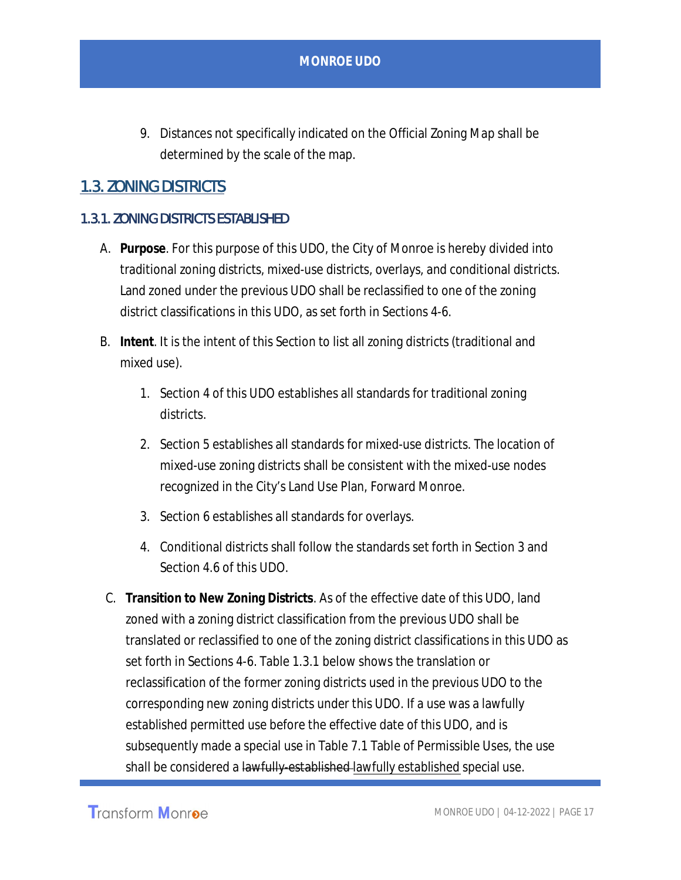9. Distances not specifically indicated on the Official Zoning Map shall be determined by the scale of the map.

## 1.3. ZONING DISTRICTS

### 1.3.1. ZONING DISTRICTS ESTABLISHED

A. **Purpose**. For this purpose of this UDO, the City of Monroe is hereby divided into traditional zoning districts, mixed-use districts, overlays, and conditional districts. Land zoned under the previous UDO shall be reclassified to one of the zoning district classifications in this UDO, as set forth in Sections 4-6.

B. **Intent**. It is the intent of this Section to list all zoning districts (traditional and mixed use).

   1. Section 4 of this UDO establishes all standards for traditional zoning districts.

   2. Section 5 establishes all standards for mixed-use districts. The location of mixed-use zoning districts shall be consistent with the mixed-use nodes recognized in the City's Land Use Plan, Forward Monroe.

   3. Section 6 establishes all standards for overlays.

   4. Conditional districts shall follow the standards set forth in Section 3 and Section 4.6 of this UDO.

C. **Transition to New Zoning Districts**. As of the effective date of this UDO, land zoned with a zoning district classification from the previous UDO shall be translated or reclassified to one of the zoning district classifications in this UDO as set forth in Sections 4-6. Table 1.3.1 below shows the translation or reclassification of the former zoning districts used in the previous UDO to the corresponding new zoning districts under this UDO. If a use was a lawfully established permitted use before the effective date of this UDO, and is subsequently made a special use in Table 7.1 Table of Permissible Uses, the use shall be considered a ~~lawfully-established~~ lawfully established special use.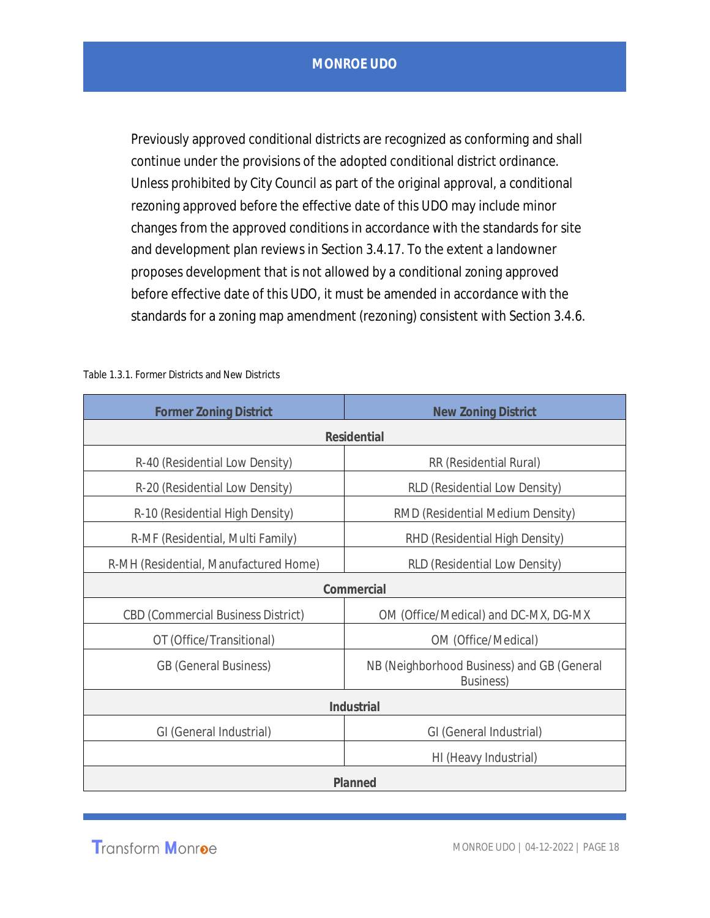Previously approved conditional districts are recognized as conforming and shall continue under the provisions of the adopted conditional district ordinance. Unless prohibited by City Council as part of the original approval, a conditional rezoning approved before the effective date of this UDO may include minor changes from the approved conditions in accordance with the standards for site and development plan reviews in Section 3.4.17. To the extent a landowner proposes development that is not allowed by a conditional zoning approved before effective date of this UDO, it must be amended in accordance with the standards for a zoning map amendment (rezoning) consistent with Section 3.4.6.

Table 1.3.1. Former Districts and New Districts

| Former Zoning District | New Zoning District |
|---|---|
| **Residential** | |
| R-40 (Residential Low Density) | RR (Residential Rural) |
| R-20 (Residential Low Density) | RLD (Residential Low Density) |
| R-10 (Residential High Density) | RMD (Residential Medium Density) |
| R-MF (Residential, Multi Family) | RHD (Residential High Density) |
| R-MH (Residential, Manufactured Home) | RLD (Residential Low Density) |
| **Commercial** | |
| CBD (Commercial Business District) | OM (Office/Medical) and DC-MX, DG-MX |
| OT (Office/Transitional) | OM (Office/Medical) |
| GB (General Business) | NB (Neighborhood Business) and GB (General Business) |
| **Industrial** | |
| GI (General Industrial) | GI (General Industrial) |
| | HI (Heavy Industrial) |
| **Planned** | |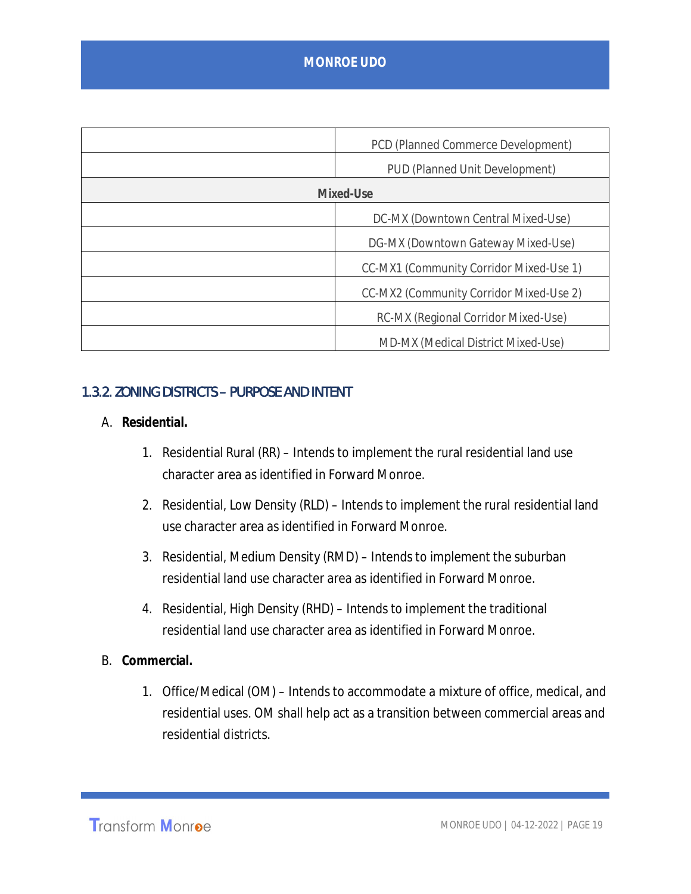| | |
|---|---|
| | PCD (Planned Commerce Development) |
| | PUD (Planned Unit Development) |
| **Mixed-Use** | |
| | DC-MX (Downtown Central Mixed-Use) |
| | DG-MX (Downtown Gateway Mixed-Use) |
| | CC-MX1 (Community Corridor Mixed-Use 1) |
| | CC-MX2 (Community Corridor Mixed-Use 2) |
| | RC-MX (Regional Corridor Mixed-Use) |
| | MD-MX (Medical District Mixed-Use) |

### 1.3.2. ZONING DISTRICTS – PURPOSE AND INTENT

A. **Residential.**

1. Residential Rural (RR) – Intends to implement the rural residential land use character area as identified in Forward Monroe.
2. Residential, Low Density (RLD) – Intends to implement the rural residential land use character area as identified in Forward Monroe.
3. Residential, Medium Density (RMD) – Intends to implement the suburban residential land use character area as identified in Forward Monroe.
4. Residential, High Density (RHD) – Intends to implement the traditional residential land use character area as identified in Forward Monroe.

B. **Commercial.**

1. Office/Medical (OM) – Intends to accommodate a mixture of office, medical, and residential uses. OM shall help act as a transition between commercial areas and residential districts.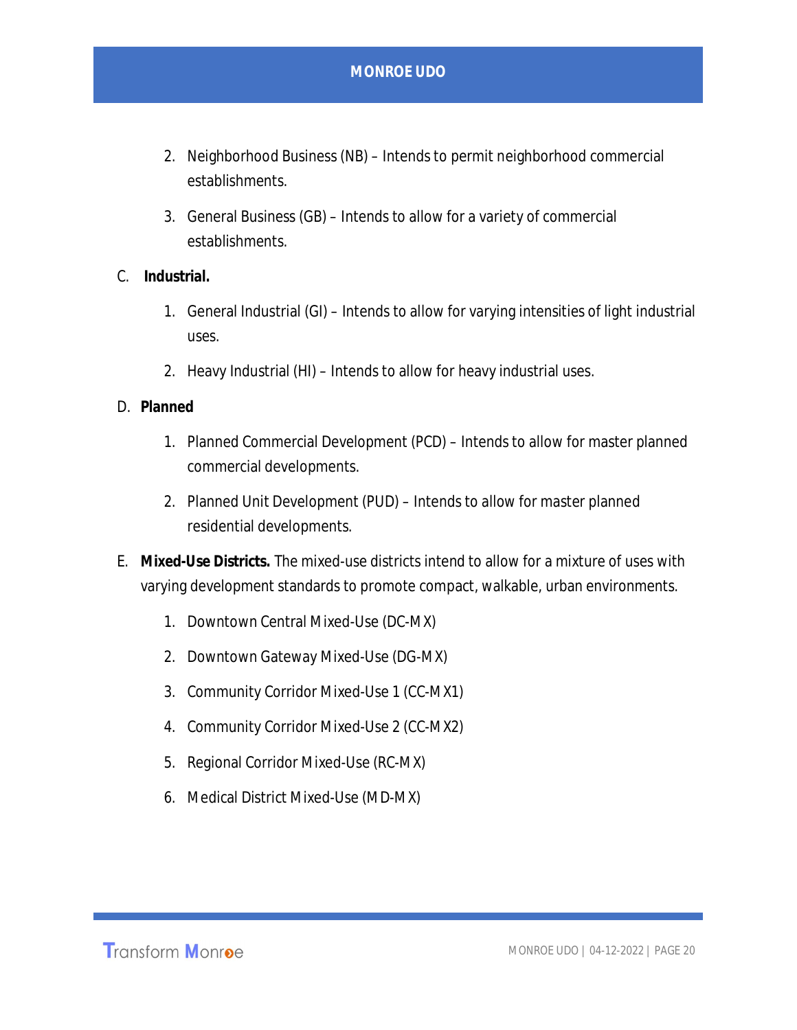2. Neighborhood Business (NB) – Intends to permit neighborhood commercial establishments.

3. General Business (GB) – Intends to allow for a variety of commercial establishments.

C. **Industrial.**

1. General Industrial (GI) – Intends to allow for varying intensities of light industrial uses.

2. Heavy Industrial (HI) – Intends to allow for heavy industrial uses.

D. **Planned**

1. Planned Commercial Development (PCD) – Intends to allow for master planned commercial developments.

2. Planned Unit Development (PUD) – Intends to allow for master planned residential developments.

E. **Mixed-Use Districts.** The mixed-use districts intend to allow for a mixture of uses with varying development standards to promote compact, walkable, urban environments.

1. Downtown Central Mixed-Use (DC-MX)

2. Downtown Gateway Mixed-Use (DG-MX)

3. Community Corridor Mixed-Use 1 (CC-MX1)

4. Community Corridor Mixed-Use 2 (CC-MX2)

5. Regional Corridor Mixed-Use (RC-MX)

6. Medical District Mixed-Use (MD-MX)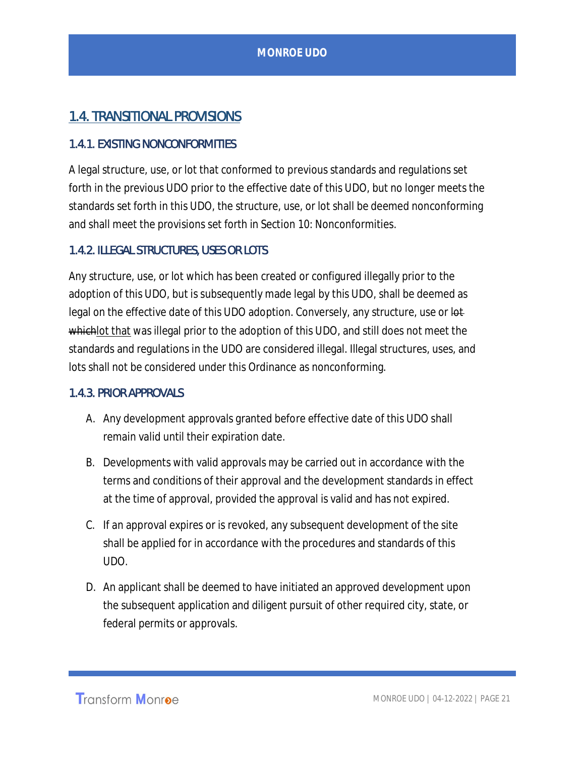## 1.4. TRANSITIONAL PROVISIONS

### 1.4.1. EXISTING NONCONFORMITIES

A legal structure, use, or lot that conformed to previous standards and regulations set forth in the previous UDO prior to the effective date of this UDO, but no longer meets the standards set forth in this UDO, the structure, use, or lot shall be deemed nonconforming and shall meet the provisions set forth in Section 10: Nonconformities.

### 1.4.2. ILLEGAL STRUCTURES, USES OR LOTS

Any structure, use, or lot which has been created or configured illegally prior to the adoption of this UDO, but is subsequently made legal by this UDO, shall be deemed as legal on the effective date of this UDO adoption. Conversely, any structure, use or ~~lot which~~lot that was illegal prior to the adoption of this UDO, and still does not meet the standards and regulations in the UDO are considered illegal. Illegal structures, uses, and lots shall not be considered under this Ordinance as nonconforming.

### 1.4.3. PRIOR APPROVALS

A. Any development approvals granted before effective date of this UDO shall remain valid until their expiration date.

B. Developments with valid approvals may be carried out in accordance with the terms and conditions of their approval and the development standards in effect at the time of approval, provided the approval is valid and has not expired.

C. If an approval expires or is revoked, any subsequent development of the site shall be applied for in accordance with the procedures and standards of this UDO.

D. An applicant shall be deemed to have initiated an approved development upon the subsequent application and diligent pursuit of other required city, state, or federal permits or approvals.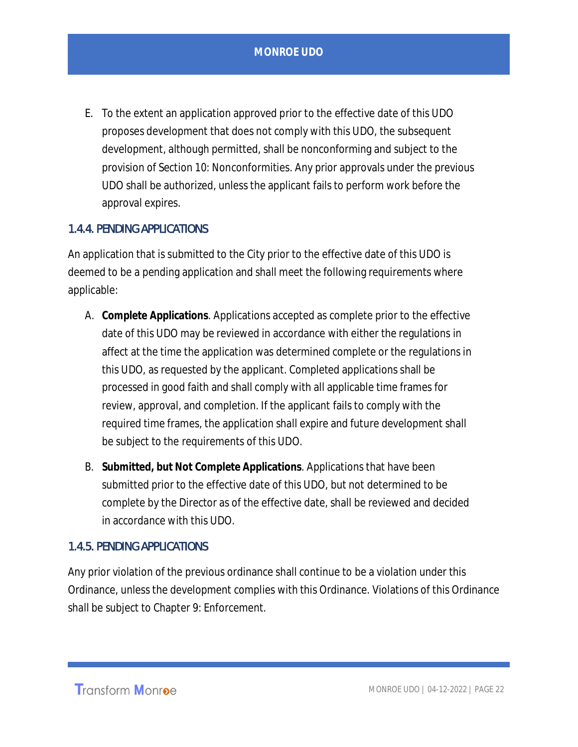E. To the extent an application approved prior to the effective date of this UDO proposes development that does not comply with this UDO, the subsequent development, although permitted, shall be nonconforming and subject to the provision of Section 10: Nonconformities. Any prior approvals under the previous UDO shall be authorized, unless the applicant fails to perform work before the approval expires.

### 1.4.4. PENDING APPLICATIONS

An application that is submitted to the City prior to the effective date of this UDO is deemed to be a pending application and shall meet the following requirements where applicable:

A. **Complete Applications**. Applications accepted as complete prior to the effective date of this UDO may be reviewed in accordance with either the regulations in affect at the time the application was determined complete or the regulations in this UDO, as requested by the applicant. Completed applications shall be processed in good faith and shall comply with all applicable time frames for review, approval, and completion. If the applicant fails to comply with the required time frames, the application shall expire and future development shall be subject to the requirements of this UDO.

B. **Submitted, but Not Complete Applications**. Applications that have been submitted prior to the effective date of this UDO, but not determined to be complete by the Director as of the effective date, shall be reviewed and decided in accordance with this UDO.

### 1.4.5. PENDING APPLICATIONS

Any prior violation of the previous ordinance shall continue to be a violation under this Ordinance, unless the development complies with this Ordinance. Violations of this Ordinance shall be subject to Chapter 9: Enforcement.